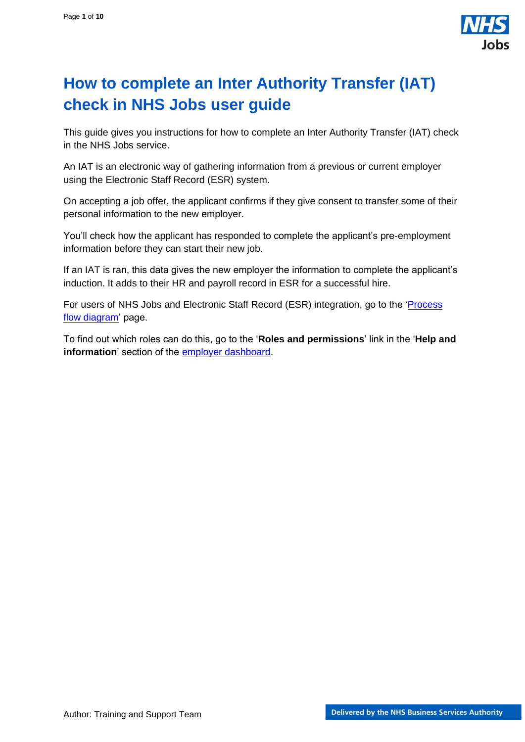# How to complete an Inter Authority Transfer (IAT) check in NHS Jobs user guide

This guide gives you instructions for how to complete an Inter Authority Transfer (IAT) check in the NHS Jobs service.

An IAT is an electronic way of gathering information from a previous or current employer using the Electronic Staff Record (ESR) system.

On accepting a job offer, the applicant confirms if they give consent to transfer some of their personal information to the new employer.

You'll check how the applicant has responded to complete the applicant's pre-employment information before they can start their new job.

If an IAT is ran, this data gives the new employer the information to complete the applicant's induction. It adds to their HR and payroll record in ESR for a successful hire.

For users of NHS Jobs and Electronic Staff Record (ESR) integration, go to the 'Process flow diagram' page.

To find out which roles can do this, go to the '**Roles and permissions**' link in the '**Help and information**' section of the employer dashboard.

Author: Training and Support Team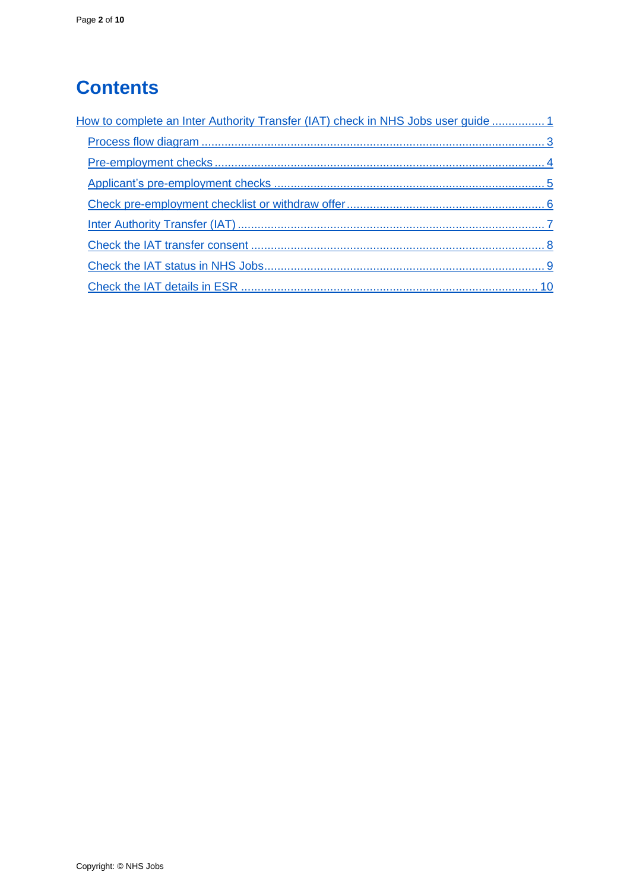# Contents

How to complete an Inter Authority Transfer (IAT) check in NHS Jobs user guide ................ 1

- Process flow diagram ........................................................................................................ 3
- Pre-employment checks .................................................................................................... 4
- Applicant's pre-employment checks .................................................................................. 5
- Check pre-employment checklist or withdraw offer ........................................................... 6
- Inter Authority Transfer (IAT) ............................................................................................. 7
- Check the IAT transfer consent ......................................................................................... 8
- Check the IAT status in NHS Jobs..................................................................................... 9
- Check the IAT details in ESR ......................................................................................... 10

Copyright: © NHS Jobs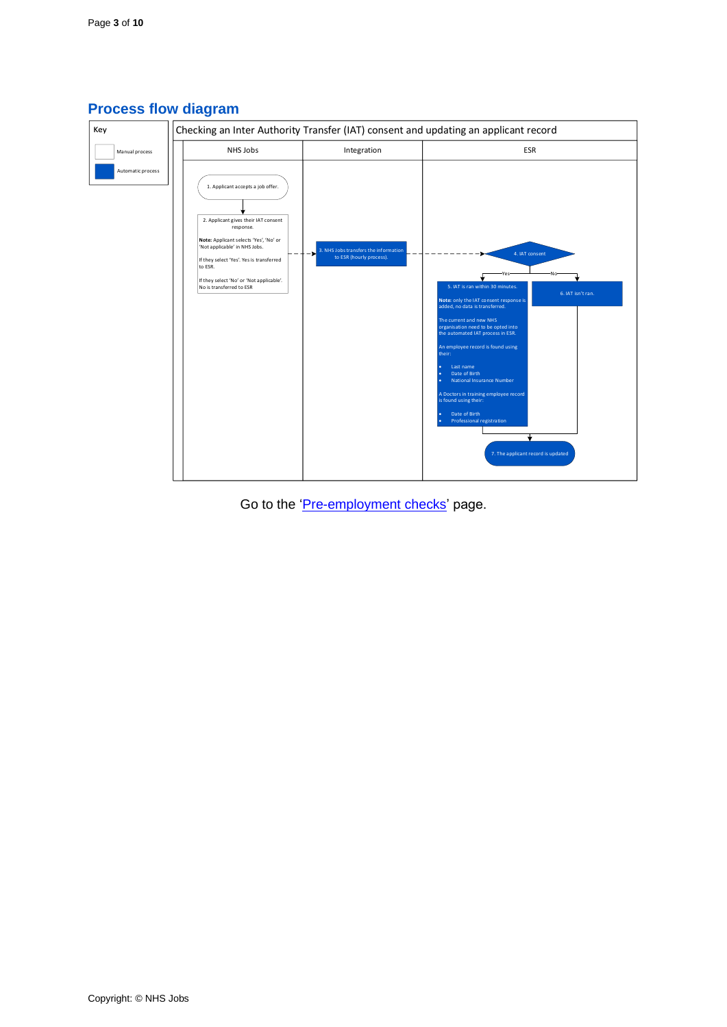## Process flow diagram

Key

- Manual process
- Automatic process

Checking an Inter Authority Transfer (IAT) consent and updating an applicant record

**NHS Jobs**

1. Applicant accepts a job offer.

2. Applicant gives their IAT consent response.

**Note:** Applicant selects 'Yes', 'No' or 'Not applicable' in NHS Jobs.

If they select 'Yes'. Yes is transferred to ESR.

If they select 'No' or 'Not applicable'. No is transferred to ESR

**Integration**

3. NHS Jobs transfers the information to ESR (hourly process).

**ESR**

4. IAT consent

Yes:

5. IAT is ran within 30 minutes.

**Note:** only the IAT consent response is added, no data is transferred.

The current and new NHS organisation need to be opted into the automated IAT process in ESR.

An employee record is found using their:

- Last name
- Date of Birth
- National Insurance Number

A Doctors in training employee record is found using their:

- Date of Birth
- Professional registration

No:

6. IAT isn't ran.

7. The applicant record is updated

Go to the 'Pre-employment checks' page.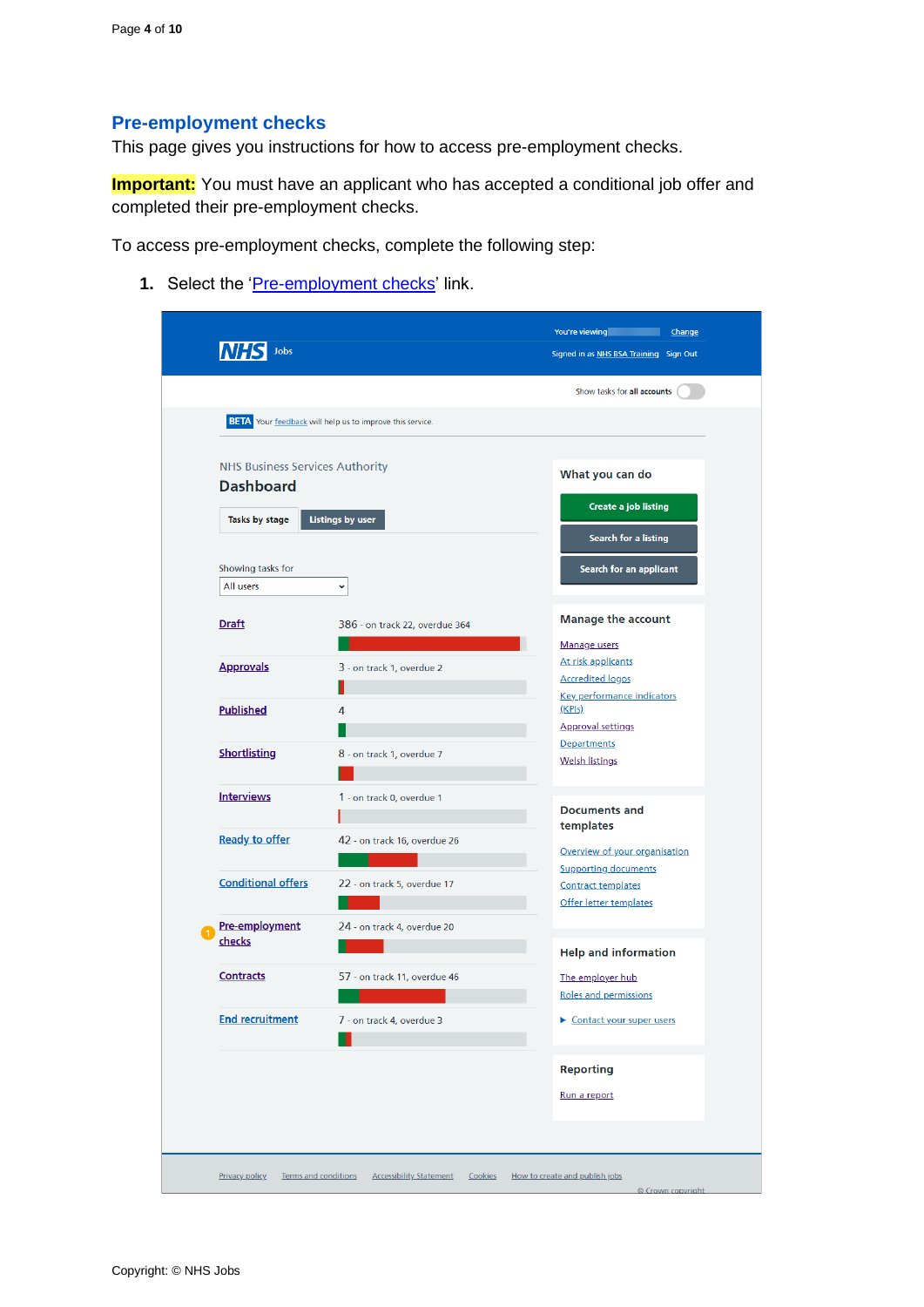## Pre-employment checks

This page gives you instructions for how to access pre-employment checks.

**Important:** You must have an applicant who has accepted a conditional job offer and completed their pre-employment checks.

To access pre-employment checks, complete the following step:

1. Select the 'Pre-employment checks' link.

NHS Jobs

You're viewing [ ] Change

Signed in as NHS BSA Training Sign Out

Show tasks for all accounts

BETA Your feedback will help us to improve this service.

NHS Business Services Authority

**Dashboard**

Tasks by stage | Listings by user

Showing tasks for

All users

| Stage | Tasks |
|---|---|
| Draft | 386 - on track 22, overdue 364 |
| Approvals | 3 - on track 1, overdue 2 |
| Published | 4 |
| Shortlisting | 8 - on track 1, overdue 7 |
| Interviews | 1 - on track 0, overdue 1 |
| Ready to offer | 42 - on track 16, overdue 26 |
| Conditional offers | 22 - on track 5, overdue 17 |
| Pre-employment checks | 24 - on track 4, overdue 20 |
| Contracts | 57 - on track 11, overdue 46 |
| End recruitment | 7 - on track 4, overdue 3 |

**What you can do**

- Create a job listing
- Search for a listing
- Search for an applicant

**Manage the account**

- Manage users
- At risk applicants
- Accredited logos
- Key performance indicators (KPIs)
- Approval settings
- Departments
- Welsh listings

**Documents and templates**

- Overview of your organisation
- Supporting documents
- Contract templates
- Offer letter templates

**Help and information**

- The employer hub
- Roles and permissions
- Contact your super users

**Reporting**

- Run a report

Privacy policy | Terms and conditions | Accessibility Statement | Cookies | How to create and publish jobs

© Crown copyright

Copyright: © NHS Jobs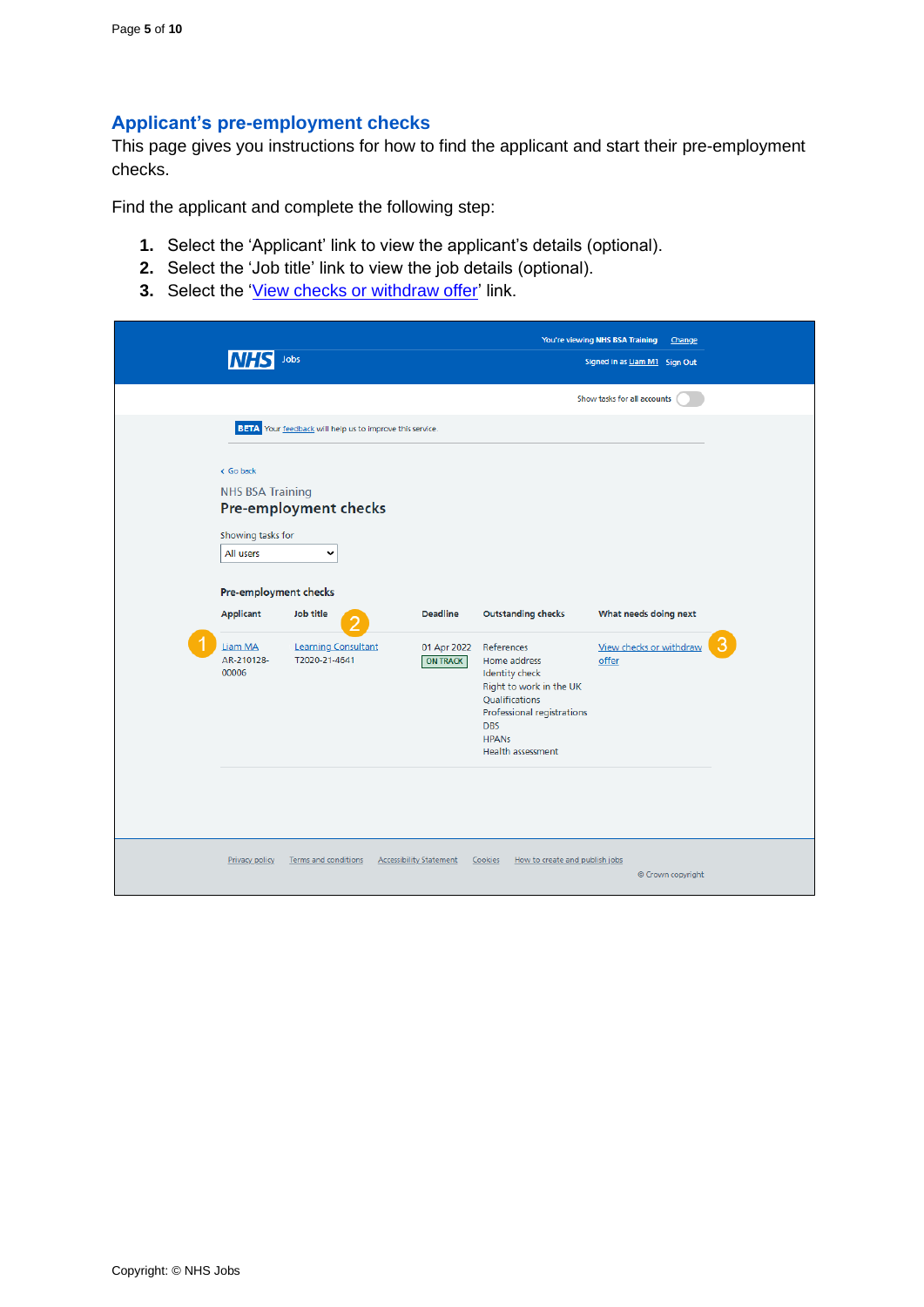## Applicant’s pre-employment checks

This page gives you instructions for how to find the applicant and start their pre-employment checks.

Find the applicant and complete the following step:

1. Select the ‘Applicant’ link to view the applicant’s details (optional).
2. Select the ‘Job title’ link to view the job details (optional).
3. Select the ‘View checks or withdraw offer’ link.

You're viewing NHS BSA Training Change

NHS Jobs

Signed in as Liam M1 Sign Out

Show tasks for all accounts

BETA Your feedback will help us to improve this service.

Go back

NHS BSA Training

Pre-employment checks

Showing tasks for

All users

Pre-employment checks

| Applicant | Job title | Deadline | Outstanding checks | What needs doing next |
|---|---|---|---|---|
| Liam MA AR-210128-00006 | Learning Consultant T2020-21-4641 | 01 Apr 2022 ON TRACK | References Home address Identity check Right to work in the UK Qualifications Professional registrations DBS HPANs Health assessment | View checks or withdraw offer |

Privacy policy Terms and conditions Accessibility Statement Cookies How to create and publish jobs

© Crown copyright

Copyright: © NHS Jobs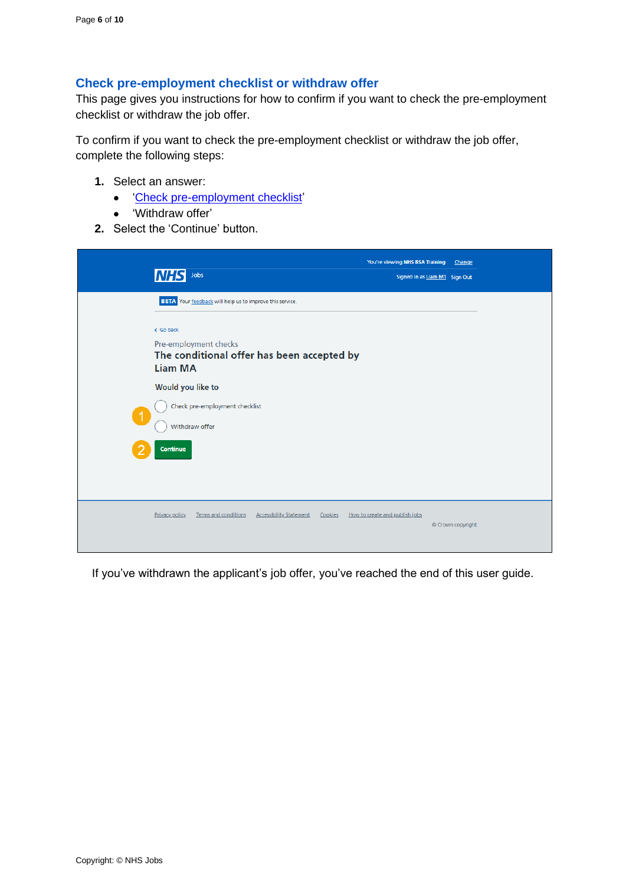## Check pre-employment checklist or withdraw offer

This page gives you instructions for how to confirm if you want to check the pre-employment checklist or withdraw the job offer.

To confirm if you want to check the pre-employment checklist or withdraw the job offer, complete the following steps:

1. Select an answer:
    - '[Check pre-employment checklist]'
    - 'Withdraw offer'
2. Select the 'Continue' button.

If you've withdrawn the applicant's job offer, you've reached the end of this user guide.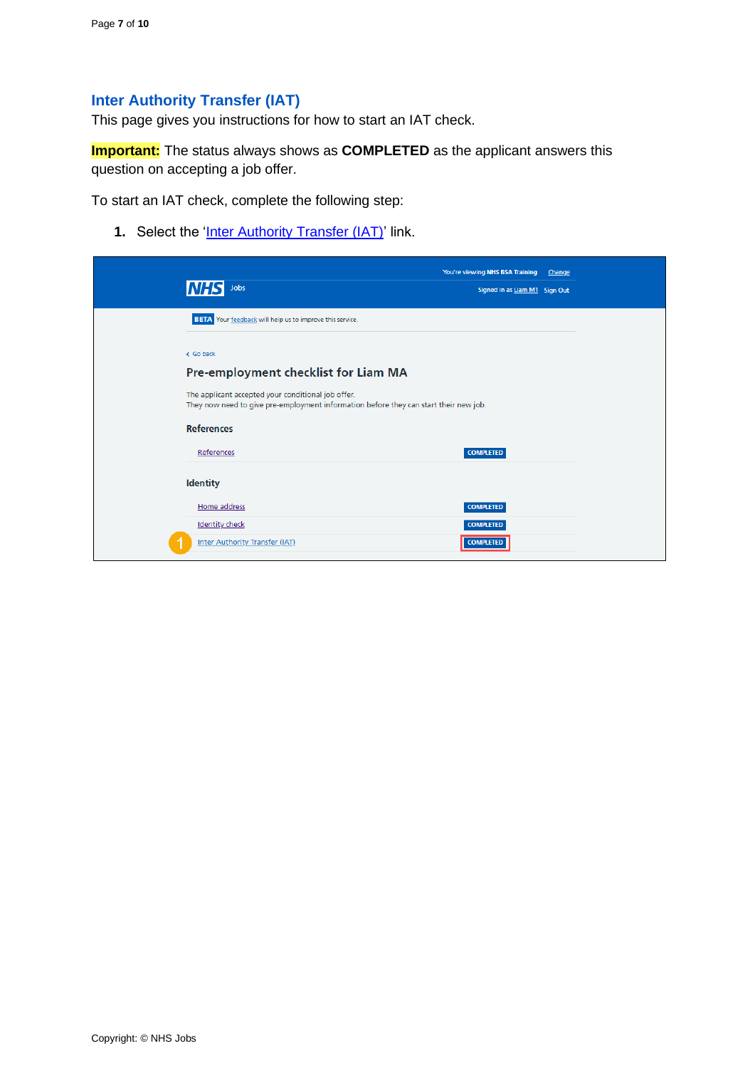## Inter Authority Transfer (IAT)

This page gives you instructions for how to start an IAT check.

**Important:** The status always shows as **COMPLETED** as the applicant answers this question on accepting a job offer.

To start an IAT check, complete the following step:

1. Select the 'Inter Authority Transfer (IAT)' link.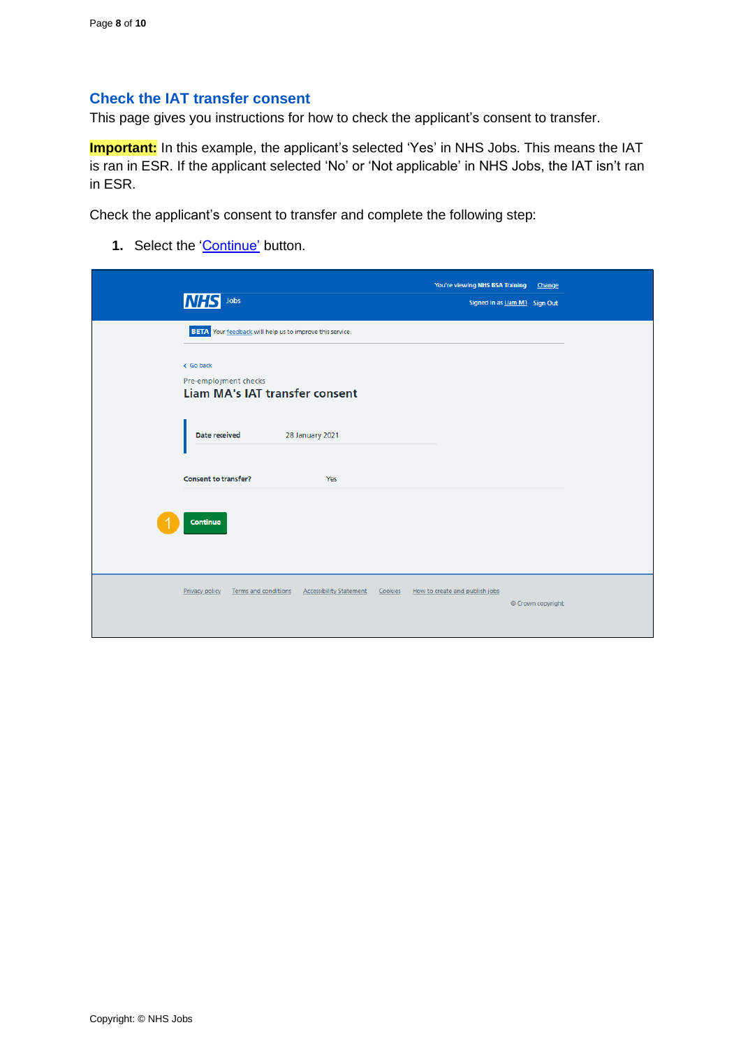## Check the IAT transfer consent

This page gives you instructions for how to check the applicant's consent to transfer.

**Important:** In this example, the applicant's selected 'Yes' in NHS Jobs. This means the IAT is ran in ESR. If the applicant selected 'No' or 'Not applicable' in NHS Jobs, the IAT isn't ran in ESR.

Check the applicant's consent to transfer and complete the following step:

1. Select the 'Continue' button.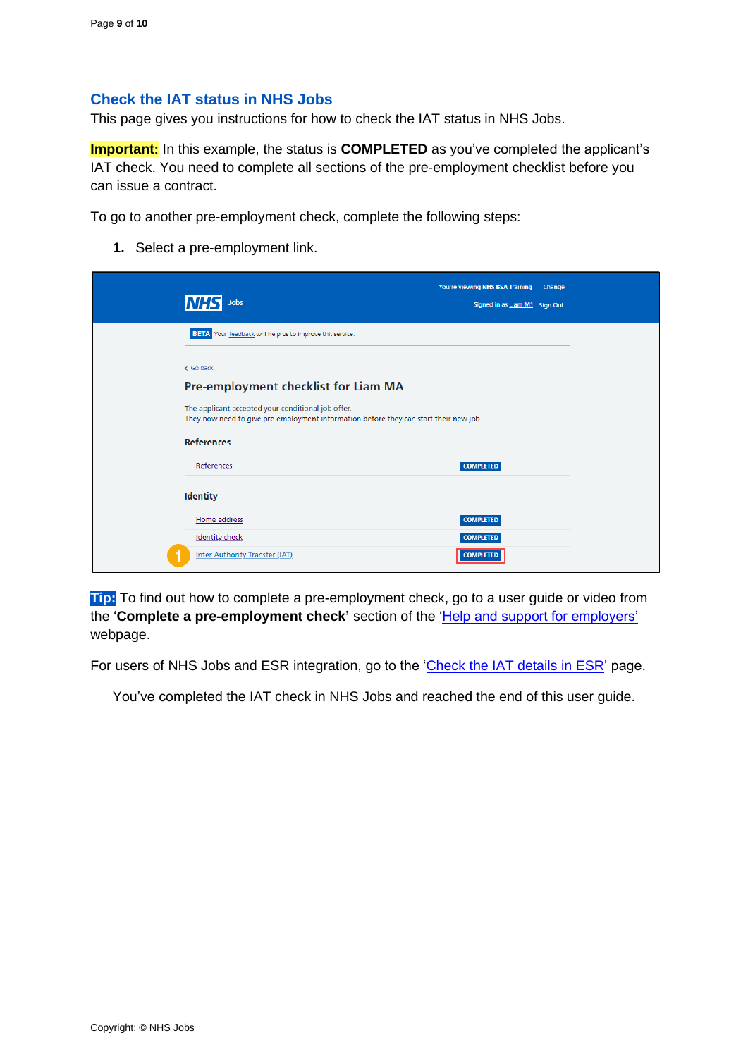## Check the IAT status in NHS Jobs

This page gives you instructions for how to check the IAT status in NHS Jobs.

**Important:** In this example, the status is **COMPLETED** as you've completed the applicant's IAT check. You need to complete all sections of the pre-employment checklist before you can issue a contract.

To go to another pre-employment check, complete the following steps:

1. Select a pre-employment link.

**Tip:** To find out how to complete a pre-employment check, go to a user guide or video from the '**Complete a pre-employment check'** section of the 'Help and support for employers' webpage.

For users of NHS Jobs and ESR integration, go to the 'Check the IAT details in ESR' page.

You've completed the IAT check in NHS Jobs and reached the end of this user guide.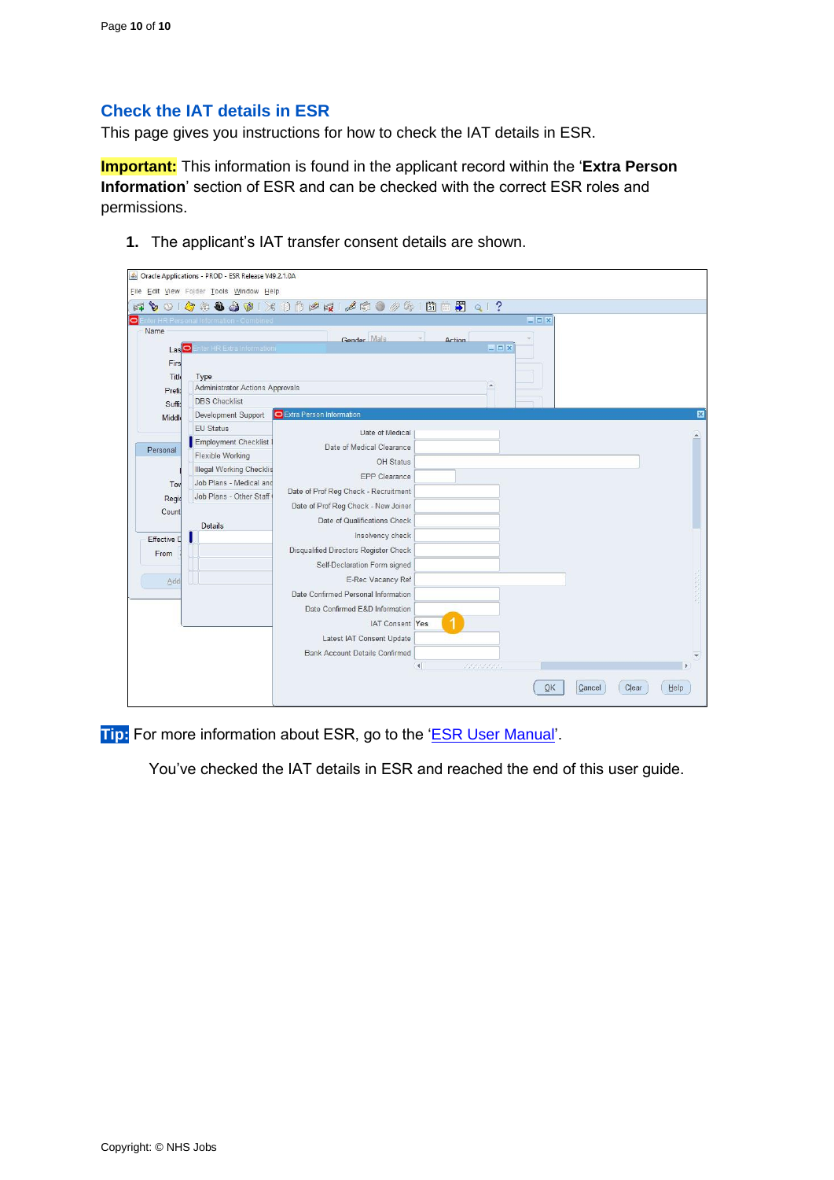## Check the IAT details in ESR

This page gives you instructions for how to check the IAT details in ESR.

**Important:** This information is found in the applicant record within the '**Extra Person Information**' section of ESR and can be checked with the correct ESR roles and permissions.

1. The applicant's IAT transfer consent details are shown.

**Tip:** For more information about ESR, go to the 'ESR User Manual'.

You've checked the IAT details in ESR and reached the end of this user guide.

Copyright: © NHS Jobs